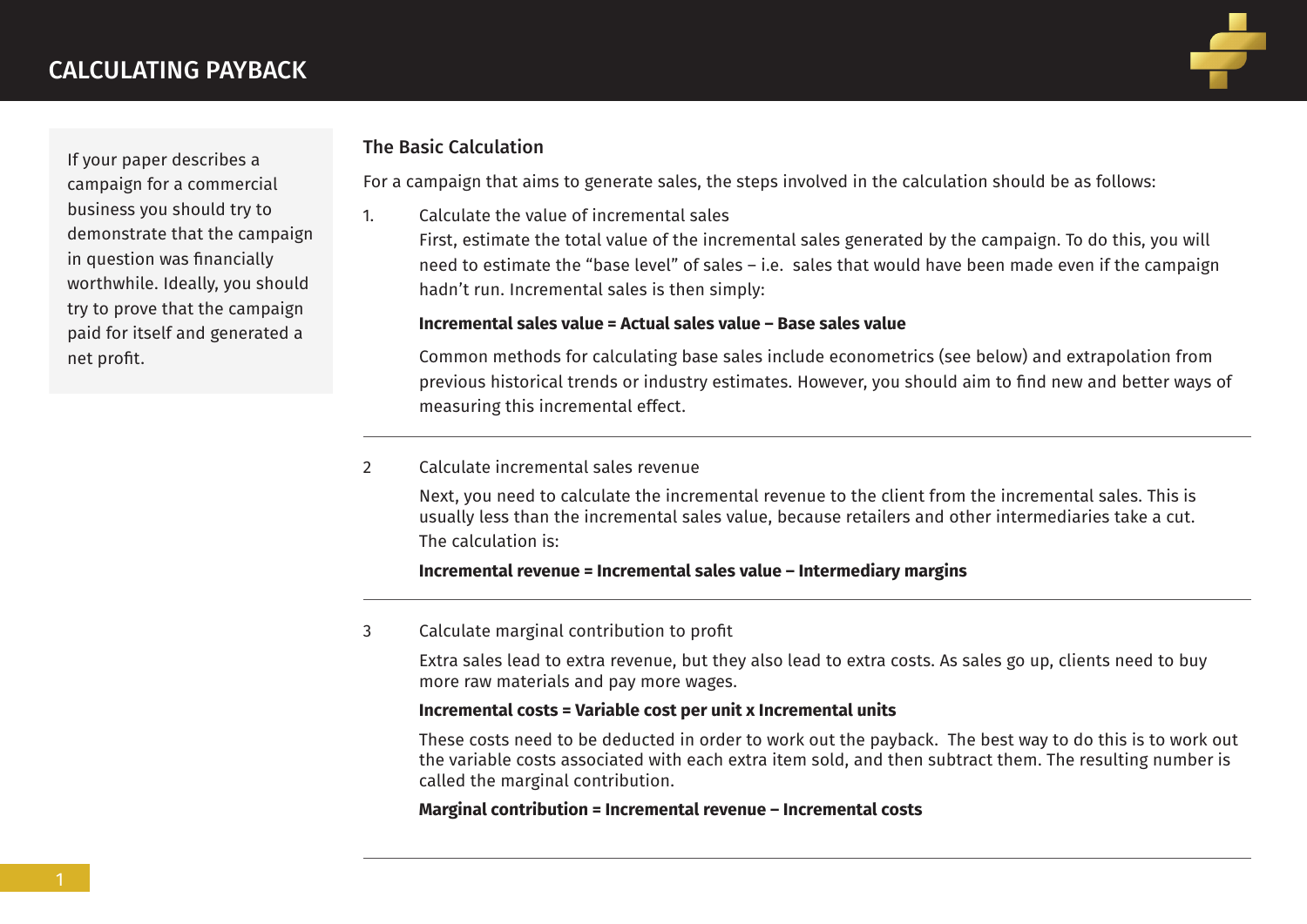# CALCULATING PAYBACK

If your paper describes a campaign for a commercial business you should try to demonstrate that the campaign in question was financially worthwhile. Ideally, you should try to prove that the campaign paid for itself and generated a net profit.

## The Basic Calculation

For a campaign that aims to generate sales, the steps involved in the calculation should be as follows:

1. Calculate the value of incremental sales

   First, estimate the total value of the incremental sales generated by the campaign. To do this, you will need to estimate the "base level" of sales – i.e. sales that would have been made even if the campaign hadn't run. Incremental sales is then simply:

   **Incremental sales value = Actual sales value – Base sales value**

   Common methods for calculating base sales include econometrics (see below) and extrapolation from previous historical trends or industry estimates. However, you should aim to find new and better ways of measuring this incremental effect.

---

2. Calculate incremental sales revenue

   Next, you need to calculate the incremental revenue to the client from the incremental sales. This is usually less than the incremental sales value, because retailers and other intermediaries take a cut. The calculation is:

   **Incremental revenue = Incremental sales value – Intermediary margins**

---

3. Calculate marginal contribution to profit

   Extra sales lead to extra revenue, but they also lead to extra costs. As sales go up, clients need to buy more raw materials and pay more wages.

   **Incremental costs = Variable cost per unit x Incremental units**

   These costs need to be deducted in order to work out the payback. The best way to do this is to work out the variable costs associated with each extra item sold, and then subtract them. The resulting number is called the marginal contribution.

   **Marginal contribution = Incremental revenue – Incremental costs**

---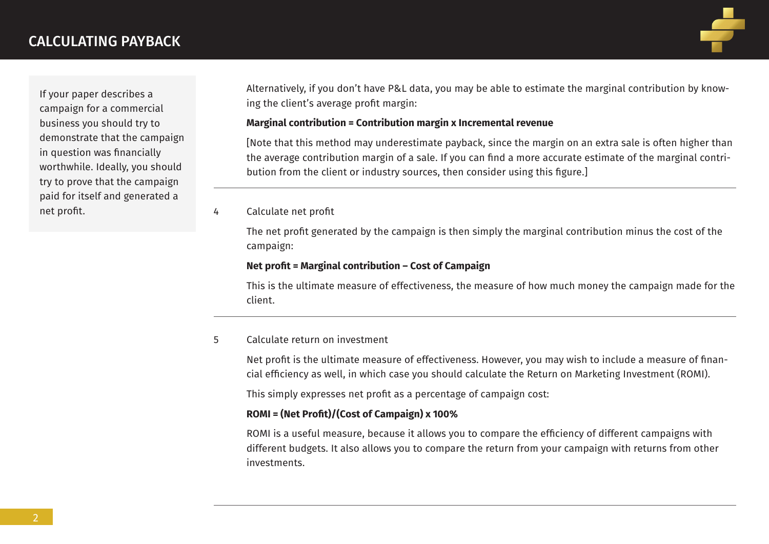# CALCULATING PAYBACK

If your paper describes a campaign for a commercial business you should try to demonstrate that the campaign in question was financially worthwhile. Ideally, you should try to prove that the campaign paid for itself and generated a net profit.

Alternatively, if you don't have P&L data, you may be able to estimate the marginal contribution by knowing the client's average profit margin:

**Marginal contribution = Contribution margin x Incremental revenue**

[Note that this method may underestimate payback, since the margin on an extra sale is often higher than the average contribution margin of a sale. If you can find a more accurate estimate of the marginal contribution from the client or industry sources, then consider using this figure.]

---

4 Calculate net profit

The net profit generated by the campaign is then simply the marginal contribution minus the cost of the campaign:

**Net profit = Marginal contribution – Cost of Campaign**

This is the ultimate measure of effectiveness, the measure of how much money the campaign made for the client.

---

5 Calculate return on investment

Net profit is the ultimate measure of effectiveness. However, you may wish to include a measure of financial efficiency as well, in which case you should calculate the Return on Marketing Investment (ROMI).

This simply expresses net profit as a percentage of campaign cost:

**ROMI = (Net Profit)/(Cost of Campaign) x 100%**

ROMI is a useful measure, because it allows you to compare the efficiency of different campaigns with different budgets. It also allows you to compare the return from your campaign with returns from other investments.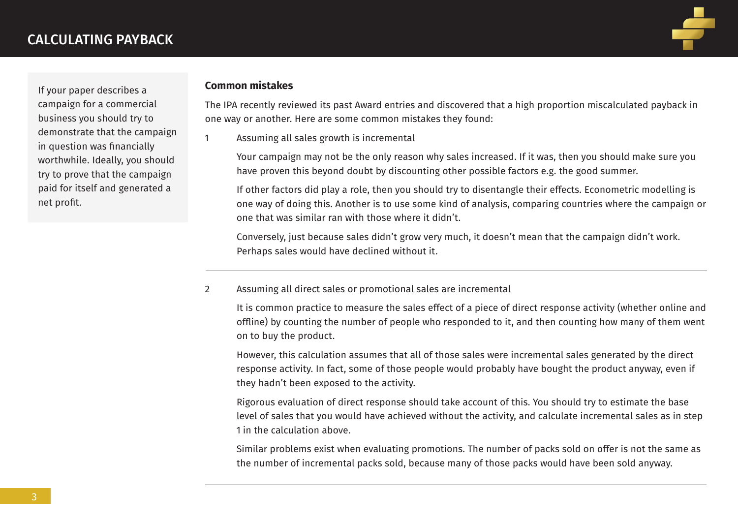If your paper describes a campaign for a commercial business you should try to demonstrate that the campaign in question was financially worthwhile. Ideally, you should try to prove that the campaign paid for itself and generated a net profit.

## Common mistakes

The IPA recently reviewed its past Award entries and discovered that a high proportion miscalculated payback in one way or another. Here are some common mistakes they found:

1. Assuming all sales growth is incremental

   Your campaign may not be the only reason why sales increased. If it was, then you should make sure you have proven this beyond doubt by discounting other possible factors e.g. the good summer.

   If other factors did play a role, then you should try to disentangle their effects. Econometric modelling is one way of doing this. Another is to use some kind of analysis, comparing countries where the campaign or one that was similar ran with those where it didn't.

   Conversely, just because sales didn't grow very much, it doesn't mean that the campaign didn't work. Perhaps sales would have declined without it.

---

2. Assuming all direct sales or promotional sales are incremental

   It is common practice to measure the sales effect of a piece of direct response activity (whether online and offline) by counting the number of people who responded to it, and then counting how many of them went on to buy the product.

   However, this calculation assumes that all of those sales were incremental sales generated by the direct response activity. In fact, some of those people would probably have bought the product anyway, even if they hadn't been exposed to the activity.

   Rigorous evaluation of direct response should take account of this. You should try to estimate the base level of sales that you would have achieved without the activity, and calculate incremental sales as in step 1 in the calculation above.

   Similar problems exist when evaluating promotions. The number of packs sold on offer is not the same as the number of incremental packs sold, because many of those packs would have been sold anyway.

---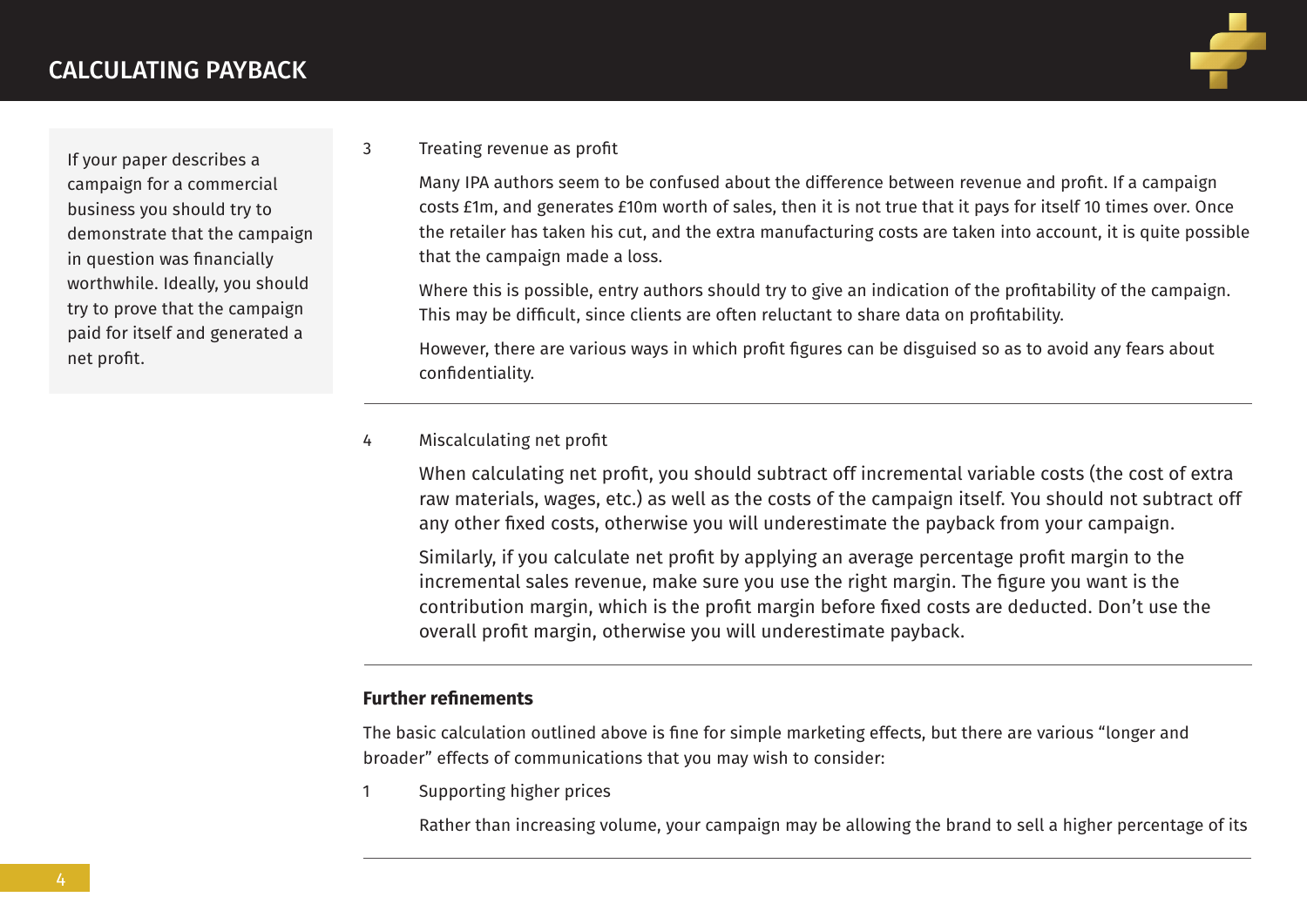## CALCULATING PAYBACK

If your paper describes a campaign for a commercial business you should try to demonstrate that the campaign in question was financially worthwhile. Ideally, you should try to prove that the campaign paid for itself and generated a net profit.

3 Treating revenue as profit

Many IPA authors seem to be confused about the difference between revenue and profit. If a campaign costs £1m, and generates £10m worth of sales, then it is not true that it pays for itself 10 times over. Once the retailer has taken his cut, and the extra manufacturing costs are taken into account, it is quite possible that the campaign made a loss.

Where this is possible, entry authors should try to give an indication of the profitability of the campaign. This may be difficult, since clients are often reluctant to share data on profitability.

However, there are various ways in which profit figures can be disguised so as to avoid any fears about confidentiality.

4 Miscalculating net profit

When calculating net profit, you should subtract off incremental variable costs (the cost of extra raw materials, wages, etc.) as well as the costs of the campaign itself. You should not subtract off any other fixed costs, otherwise you will underestimate the payback from your campaign.

Similarly, if you calculate net profit by applying an average percentage profit margin to the incremental sales revenue, make sure you use the right margin. The figure you want is the contribution margin, which is the profit margin before fixed costs are deducted. Don't use the overall profit margin, otherwise you will underestimate payback.

### Further refinements

The basic calculation outlined above is fine for simple marketing effects, but there are various "longer and broader" effects of communications that you may wish to consider:

1 Supporting higher prices

Rather than increasing volume, your campaign may be allowing the brand to sell a higher percentage of its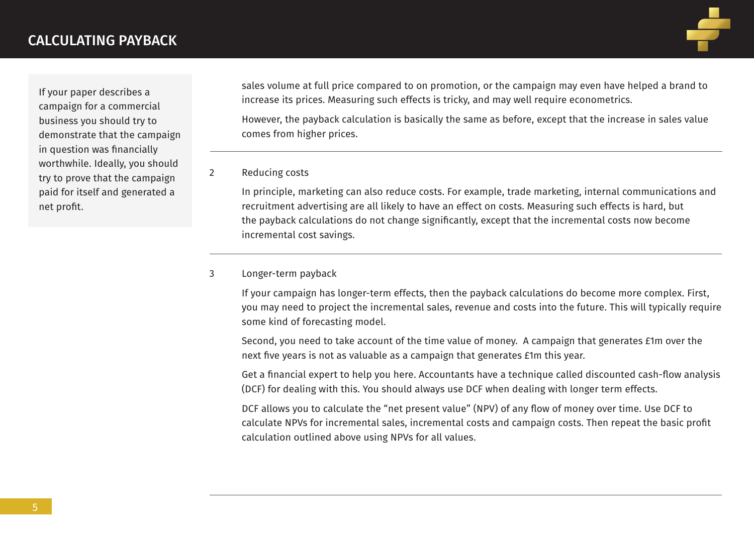## CALCULATING PAYBACK

If your paper describes a campaign for a commercial business you should try to demonstrate that the campaign in question was financially worthwhile. Ideally, you should try to prove that the campaign paid for itself and generated a net profit.

sales volume at full price compared to on promotion, or the campaign may even have helped a brand to increase its prices. Measuring such effects is tricky, and may well require econometrics.

However, the payback calculation is basically the same as before, except that the increase in sales value comes from higher prices.

---

### 2 Reducing costs

In principle, marketing can also reduce costs. For example, trade marketing, internal communications and recruitment advertising are all likely to have an effect on costs. Measuring such effects is hard, but the payback calculations do not change significantly, except that the incremental costs now become incremental cost savings.

---

### 3 Longer-term payback

If your campaign has longer-term effects, then the payback calculations do become more complex. First, you may need to project the incremental sales, revenue and costs into the future. This will typically require some kind of forecasting model.

Second, you need to take account of the time value of money. A campaign that generates £1m over the next five years is not as valuable as a campaign that generates £1m this year.

Get a financial expert to help you here. Accountants have a technique called discounted cash-flow analysis (DCF) for dealing with this. You should always use DCF when dealing with longer term effects.

DCF allows you to calculate the “net present value” (NPV) of any flow of money over time. Use DCF to calculate NPVs for incremental sales, incremental costs and campaign costs. Then repeat the basic profit calculation outlined above using NPVs for all values.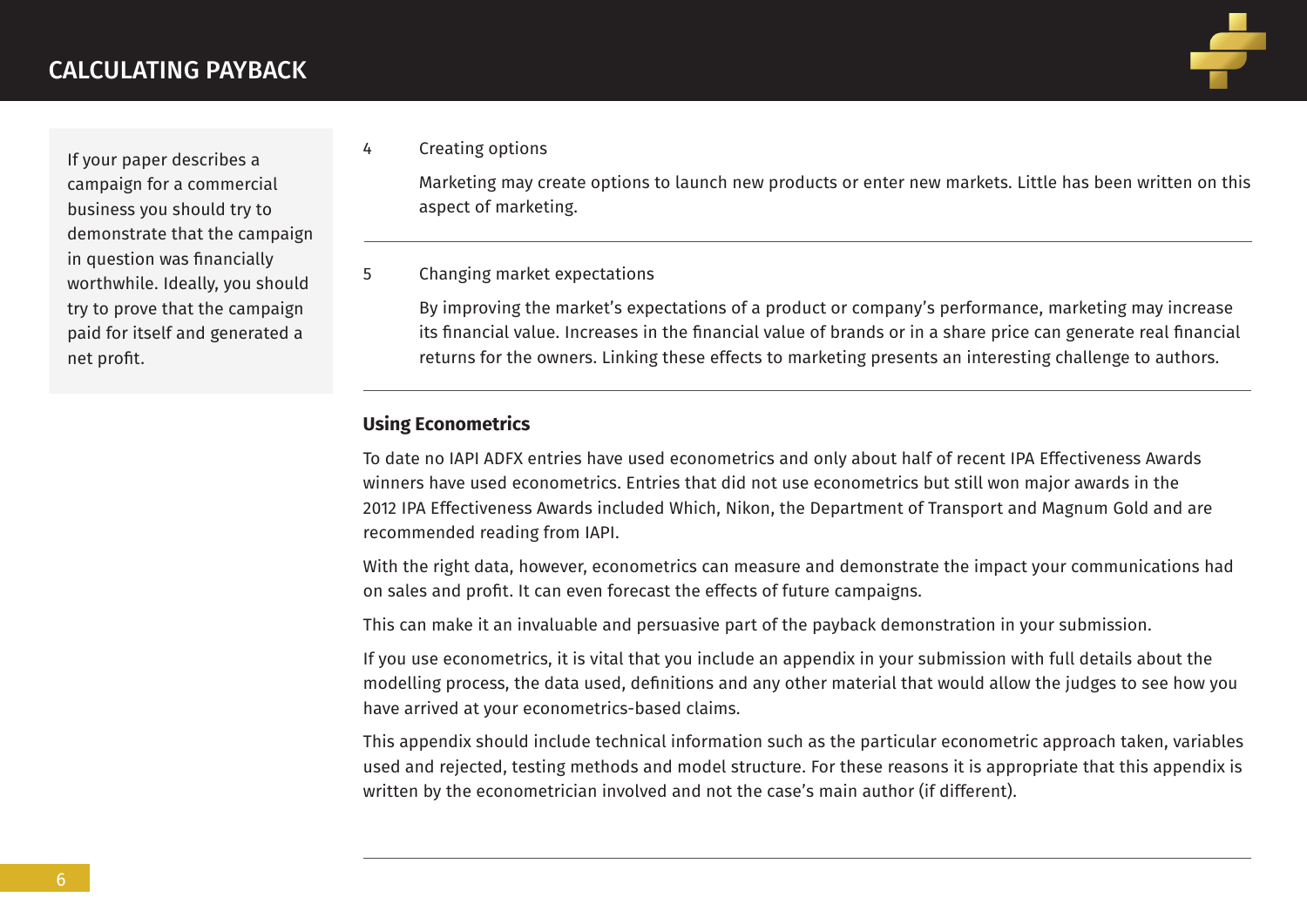If your paper describes a campaign for a commercial business you should try to demonstrate that the campaign in question was financially worthwhile. Ideally, you should try to prove that the campaign paid for itself and generated a net profit.

4 Creating options

Marketing may create options to launch new products or enter new markets. Little has been written on this aspect of marketing.

5 Changing market expectations

By improving the market's expectations of a product or company's performance, marketing may increase its financial value. Increases in the financial value of brands or in a share price can generate real financial returns for the owners. Linking these effects to marketing presents an interesting challenge to authors.

### Using Econometrics

To date no IAPI ADFX entries have used econometrics and only about half of recent IPA Effectiveness Awards winners have used econometrics. Entries that did not use econometrics but still won major awards in the 2012 IPA Effectiveness Awards included Which, Nikon, the Department of Transport and Magnum Gold and are recommended reading from IAPI.

With the right data, however, econometrics can measure and demonstrate the impact your communications had on sales and profit. It can even forecast the effects of future campaigns.

This can make it an invaluable and persuasive part of the payback demonstration in your submission.

If you use econometrics, it is vital that you include an appendix in your submission with full details about the modelling process, the data used, definitions and any other material that would allow the judges to see how you have arrived at your econometrics-based claims.

This appendix should include technical information such as the particular econometric approach taken, variables used and rejected, testing methods and model structure. For these reasons it is appropriate that this appendix is written by the econometrician involved and not the case's main author (if different).